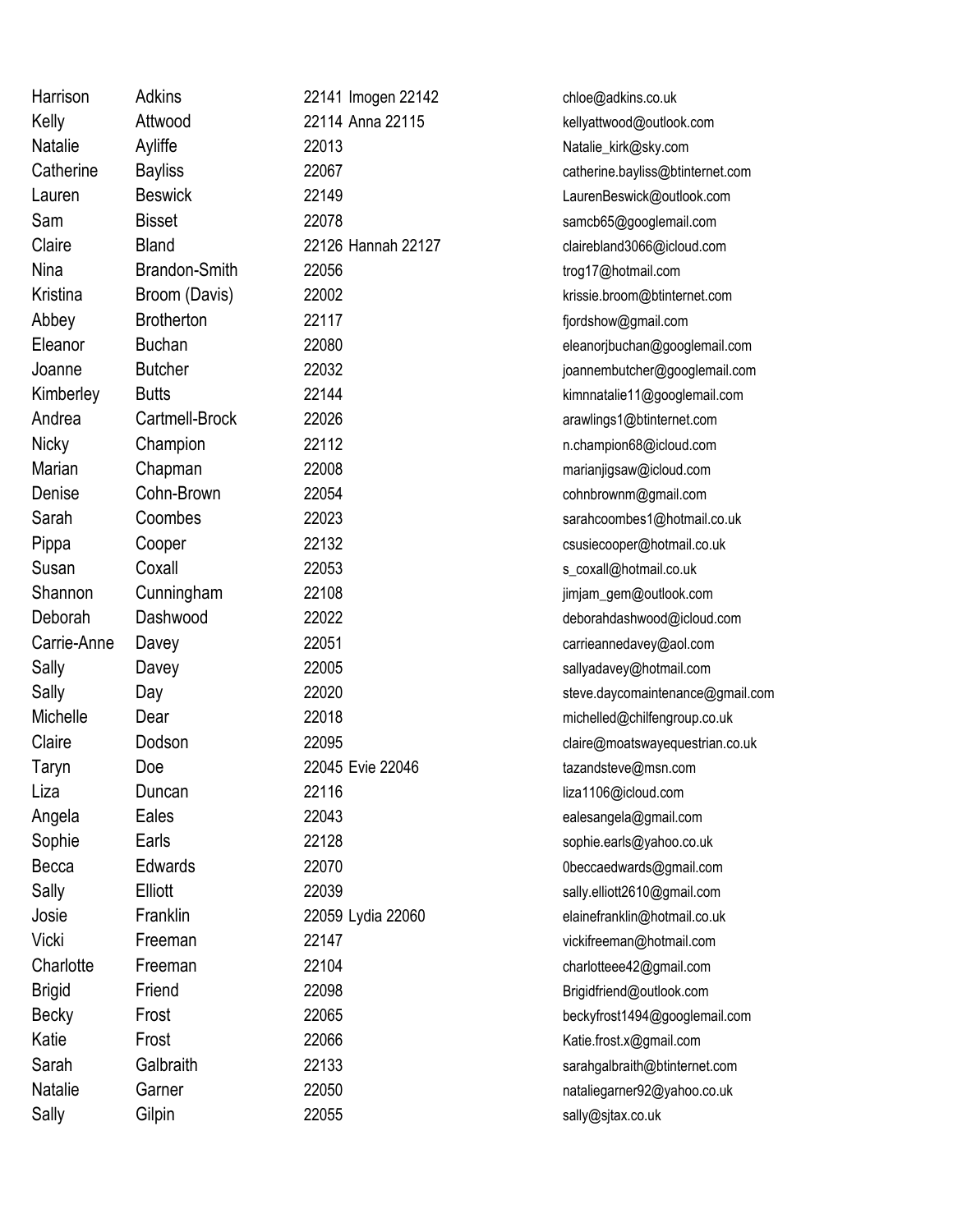| | | | |
|---|---|---|---|
| Harrison | Adkins | 22141 Imogen 22142 | chloe@adkins.co.uk |
| Kelly | Attwood | 22114 Anna 22115 | kellyattwood@outlook.com |
| Natalie | Ayliffe | 22013 | Natalie_kirk@sky.com |
| Catherine | Bayliss | 22067 | catherine.bayliss@btinternet.com |
| Lauren | Beswick | 22149 | LaurenBeswick@outlook.com |
| Sam | Bisset | 22078 | samcb65@googlemail.com |
| Claire | Bland | 22126 Hannah 22127 | clairebland3066@icloud.com |
| Nina | Brandon-Smith | 22056 | trog17@hotmail.com |
| Kristina | Broom (Davis) | 22002 | krissie.broom@btinternet.com |
| Abbey | Brotherton | 22117 | fjordshow@gmail.com |
| Eleanor | Buchan | 22080 | eleanorjbuchan@googlemail.com |
| Joanne | Butcher | 22032 | joannembutcher@googlemail.com |
| Kimberley | Butts | 22144 | kimnnatalie11@googlemail.com |
| Andrea | Cartmell-Brock | 22026 | arawlings1@btinternet.com |
| Nicky | Champion | 22112 | n.champion68@icloud.com |
| Marian | Chapman | 22008 | marianjigsaw@icloud.com |
| Denise | Cohn-Brown | 22054 | cohnbrownm@gmail.com |
| Sarah | Coombes | 22023 | sarahcoombes1@hotmail.co.uk |
| Pippa | Cooper | 22132 | csusiecooper@hotmail.co.uk |
| Susan | Coxall | 22053 | s_coxall@hotmail.co.uk |
| Shannon | Cunningham | 22108 | jimjam_gem@outlook.com |
| Deborah | Dashwood | 22022 | deborahdashwood@icloud.com |
| Carrie-Anne | Davey | 22051 | carrieannedavey@aol.com |
| Sally | Davey | 22005 | sallyadavey@hotmail.com |
| Sally | Day | 22020 | steve.daycomaintenance@gmail.com |
| Michelle | Dear | 22018 | michelled@chilfengroup.co.uk |
| Claire | Dodson | 22095 | claire@moatswayequestrian.co.uk |
| Taryn | Doe | 22045 Evie 22046 | tazandsteve@msn.com |
| Liza | Duncan | 22116 | liza1106@icloud.com |
| Angela | Eales | 22043 | ealesangela@gmail.com |
| Sophie | Earls | 22128 | sophie.earls@yahoo.co.uk |
| Becca | Edwards | 22070 | 0beccaedwards@gmail.com |
| Sally | Elliott | 22039 | sally.elliott2610@gmail.com |
| Josie | Franklin | 22059 Lydia 22060 | elainefranklin@hotmail.co.uk |
| Vicki | Freeman | 22147 | vickifreeman@hotmail.com |
| Charlotte | Freeman | 22104 | charlotteee42@gmail.com |
| Brigid | Friend | 22098 | Brigidfriend@outlook.com |
| Becky | Frost | 22065 | beckyfrost1494@googlemail.com |
| Katie | Frost | 22066 | Katie.frost.x@gmail.com |
| Sarah | Galbraith | 22133 | sarahgalbraith@btinternet.com |
| Natalie | Garner | 22050 | nataliegarner92@yahoo.co.uk |
| Sally | Gilpin | 22055 | sally@sjtax.co.uk |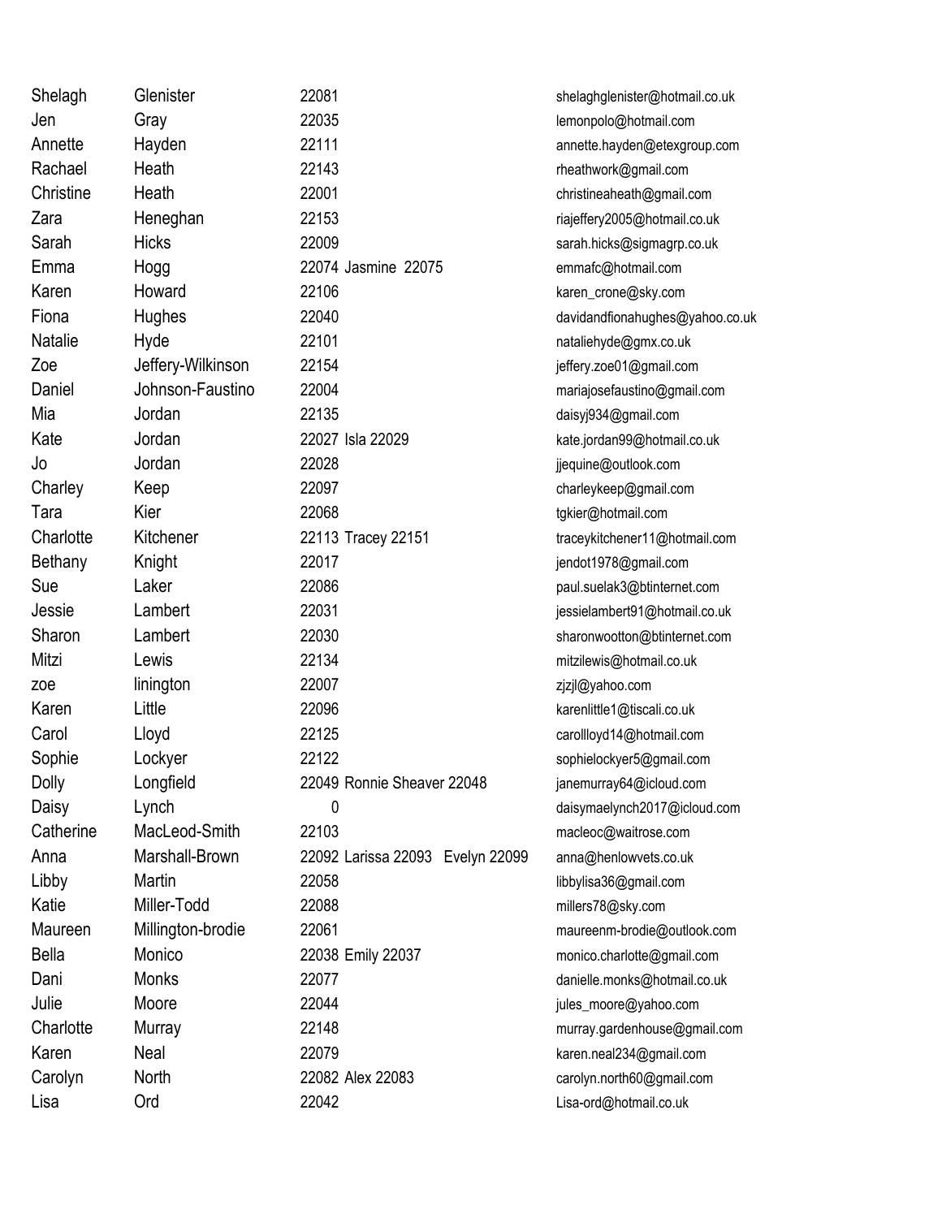| | | | |
|---|---|---|---|
| Shelagh | Glenister | 22081 | shelaghglenister@hotmail.co.uk |
| Jen | Gray | 22035 | lemonpolo@hotmail.com |
| Annette | Hayden | 22111 | annette.hayden@etexgroup.com |
| Rachael | Heath | 22143 | rheathwork@gmail.com |
| Christine | Heath | 22001 | christineaheath@gmail.com |
| Zara | Heneghan | 22153 | riajeffery2005@hotmail.co.uk |
| Sarah | Hicks | 22009 | sarah.hicks@sigmagrp.co.uk |
| Emma | Hogg | 22074 Jasmine 22075 | emmafc@hotmail.com |
| Karen | Howard | 22106 | karen_crone@sky.com |
| Fiona | Hughes | 22040 | davidandfionahughes@yahoo.co.uk |
| Natalie | Hyde | 22101 | nataliehyde@gmx.co.uk |
| Zoe | Jeffery-Wilkinson | 22154 | jeffery.zoe01@gmail.com |
| Daniel | Johnson-Faustino | 22004 | mariajosefaustino@gmail.com |
| Mia | Jordan | 22135 | daisyj934@gmail.com |
| Kate | Jordan | 22027 Isla 22029 | kate.jordan99@hotmail.co.uk |
| Jo | Jordan | 22028 | jjequine@outlook.com |
| Charley | Keep | 22097 | charleykeep@gmail.com |
| Tara | Kier | 22068 | tgkier@hotmail.com |
| Charlotte | Kitchener | 22113 Tracey 22151 | traceykitchener11@hotmail.com |
| Bethany | Knight | 22017 | jendot1978@gmail.com |
| Sue | Laker | 22086 | paul.suelak3@btinternet.com |
| Jessie | Lambert | 22031 | jessielambert91@hotmail.co.uk |
| Sharon | Lambert | 22030 | sharonwootton@btinternet.com |
| Mitzi | Lewis | 22134 | mitzilewis@hotmail.co.uk |
| zoe | linington | 22007 | zjzjl@yahoo.com |
| Karen | Little | 22096 | karenlittle1@tiscali.co.uk |
| Carol | Lloyd | 22125 | carollloyd14@hotmail.com |
| Sophie | Lockyer | 22122 | sophielockyer5@gmail.com |
| Dolly | Longfield | 22049 Ronnie Sheaver 22048 | janemurray64@icloud.com |
| Daisy | Lynch | 0 | daisymaelynch2017@icloud.com |
| Catherine | MacLeod-Smith | 22103 | macleoc@waitrose.com |
| Anna | Marshall-Brown | 22092 Larissa 22093 Evelyn 22099 | anna@henlowvets.co.uk |
| Libby | Martin | 22058 | libbylisa36@gmail.com |
| Katie | Miller-Todd | 22088 | millers78@sky.com |
| Maureen | Millington-brodie | 22061 | maureenm-brodie@outlook.com |
| Bella | Monico | 22038 Emily 22037 | monico.charlotte@gmail.com |
| Dani | Monks | 22077 | danielle.monks@hotmail.co.uk |
| Julie | Moore | 22044 | jules_moore@yahoo.com |
| Charlotte | Murray | 22148 | murray.gardenhouse@gmail.com |
| Karen | Neal | 22079 | karen.neal234@gmail.com |
| Carolyn | North | 22082 Alex 22083 | carolyn.north60@gmail.com |
| Lisa | Ord | 22042 | Lisa-ord@hotmail.co.uk |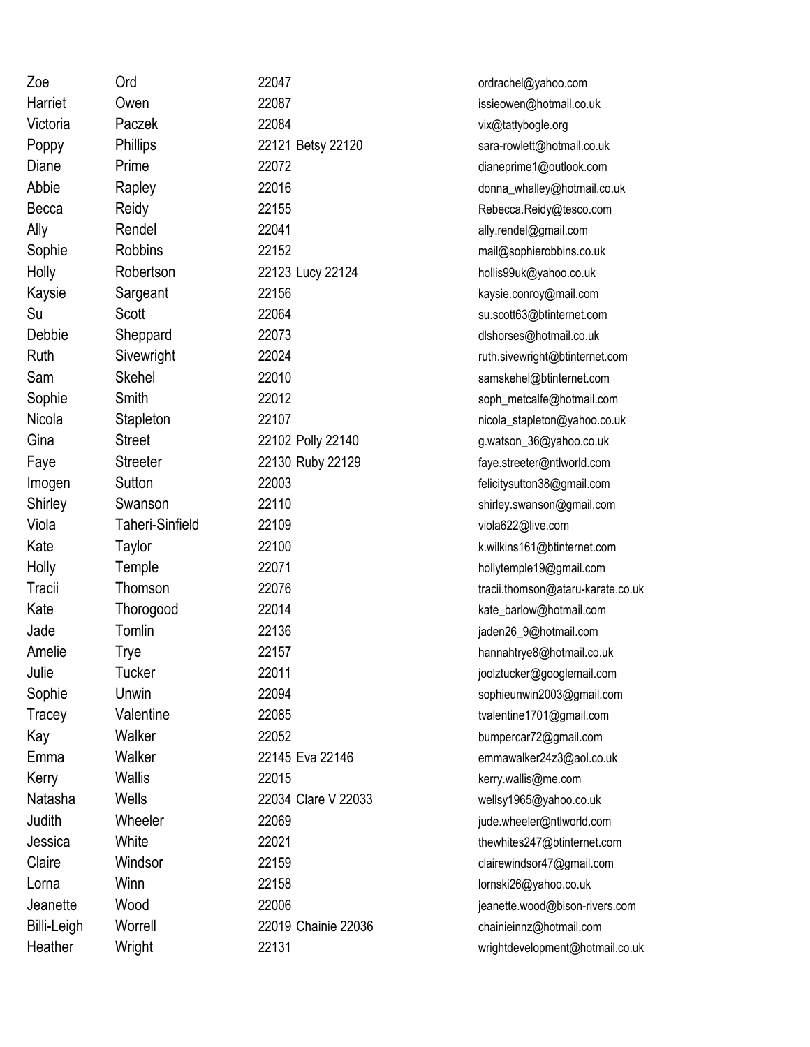| | | | |
|---|---|---|---|
| Zoe | Ord | 22047 | ordrachel@yahoo.com |
| Harriet | Owen | 22087 | issieowen@hotmail.co.uk |
| Victoria | Paczek | 22084 | vix@tattybogle.org |
| Poppy | Phillips | 22121 Betsy 22120 | sara-rowlett@hotmail.co.uk |
| Diane | Prime | 22072 | dianeprime1@outlook.com |
| Abbie | Rapley | 22016 | donna_whalley@hotmail.co.uk |
| Becca | Reidy | 22155 | Rebecca.Reidy@tesco.com |
| Ally | Rendel | 22041 | ally.rendel@gmail.com |
| Sophie | Robbins | 22152 | mail@sophierobbins.co.uk |
| Holly | Robertson | 22123 Lucy 22124 | hollis99uk@yahoo.co.uk |
| Kaysie | Sargeant | 22156 | kaysie.conroy@mail.com |
| Su | Scott | 22064 | su.scott63@btinternet.com |
| Debbie | Sheppard | 22073 | dlshorses@hotmail.co.uk |
| Ruth | Sivewright | 22024 | ruth.sivewright@btinternet.com |
| Sam | Skehel | 22010 | samskehel@btinternet.com |
| Sophie | Smith | 22012 | soph_metcalfe@hotmail.com |
| Nicola | Stapleton | 22107 | nicola_stapleton@yahoo.co.uk |
| Gina | Street | 22102 Polly 22140 | g.watson_36@yahoo.co.uk |
| Faye | Streeter | 22130 Ruby 22129 | faye.streeter@ntlworld.com |
| Imogen | Sutton | 22003 | felicitysutton38@gmail.com |
| Shirley | Swanson | 22110 | shirley.swanson@gmail.com |
| Viola | Taheri-Sinfield | 22109 | viola622@live.com |
| Kate | Taylor | 22100 | k.wilkins161@btinternet.com |
| Holly | Temple | 22071 | hollytemple19@gmail.com |
| Tracii | Thomson | 22076 | tracii.thomson@ataru-karate.co.uk |
| Kate | Thorogood | 22014 | kate_barlow@hotmail.com |
| Jade | Tomlin | 22136 | jaden26_9@hotmail.com |
| Amelie | Trye | 22157 | hannahtrye8@hotmail.co.uk |
| Julie | Tucker | 22011 | joolztucker@googlemail.com |
| Sophie | Unwin | 22094 | sophieunwin2003@gmail.com |
| Tracey | Valentine | 22085 | tvalentine1701@gmail.com |
| Kay | Walker | 22052 | bumpercar72@gmail.com |
| Emma | Walker | 22145 Eva 22146 | emmawalker24z3@aol.co.uk |
| Kerry | Wallis | 22015 | kerry.wallis@me.com |
| Natasha | Wells | 22034 Clare V 22033 | wellsy1965@yahoo.co.uk |
| Judith | Wheeler | 22069 | jude.wheeler@ntlworld.com |
| Jessica | White | 22021 | thewhites247@btinternet.com |
| Claire | Windsor | 22159 | clairewindsor47@gmail.com |
| Lorna | Winn | 22158 | lornski26@yahoo.co.uk |
| Jeanette | Wood | 22006 | jeanette.wood@bison-rivers.com |
| Billi-Leigh | Worrell | 22019 Chainie 22036 | chainieinnz@hotmail.com |
| Heather | Wright | 22131 | wrightdevelopment@hotmail.co.uk |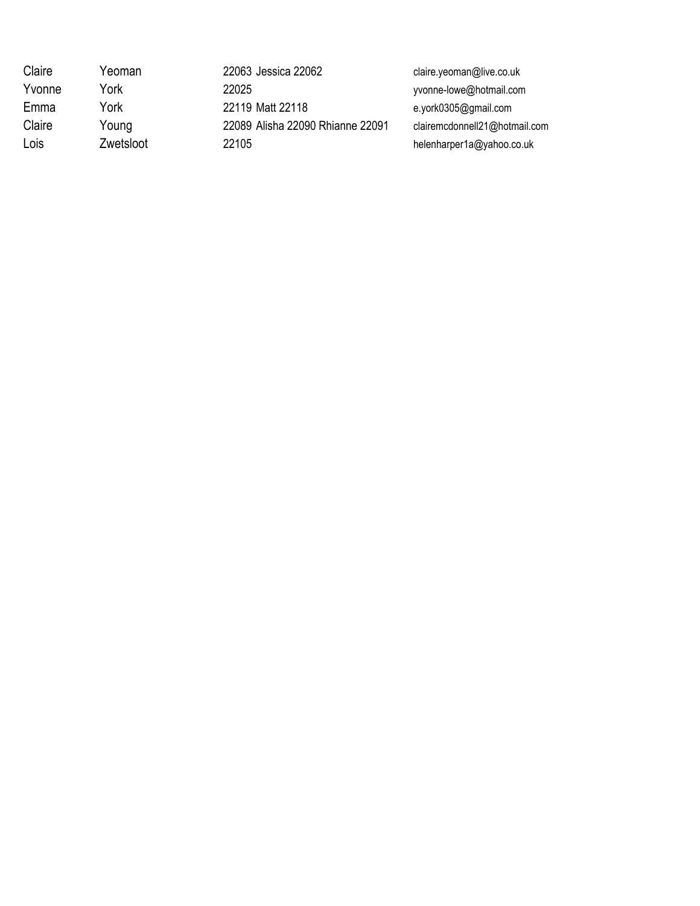| | | | | |
|---|---|---|---|---|
| Claire | Yeoman | 22063 | Jessica 22062 | claire.yeoman@live.co.uk |
| Yvonne | York | 22025 | | yvonne-lowe@hotmail.com |
| Emma | York | 22119 | Matt 22118 | e.york0305@gmail.com |
| Claire | Young | 22089 | Alisha 22090 Rhianne 22091 | clairemcdonnell21@hotmail.com |
| Lois | Zwetsloot | 22105 | | helenharper1a@yahoo.co.uk |